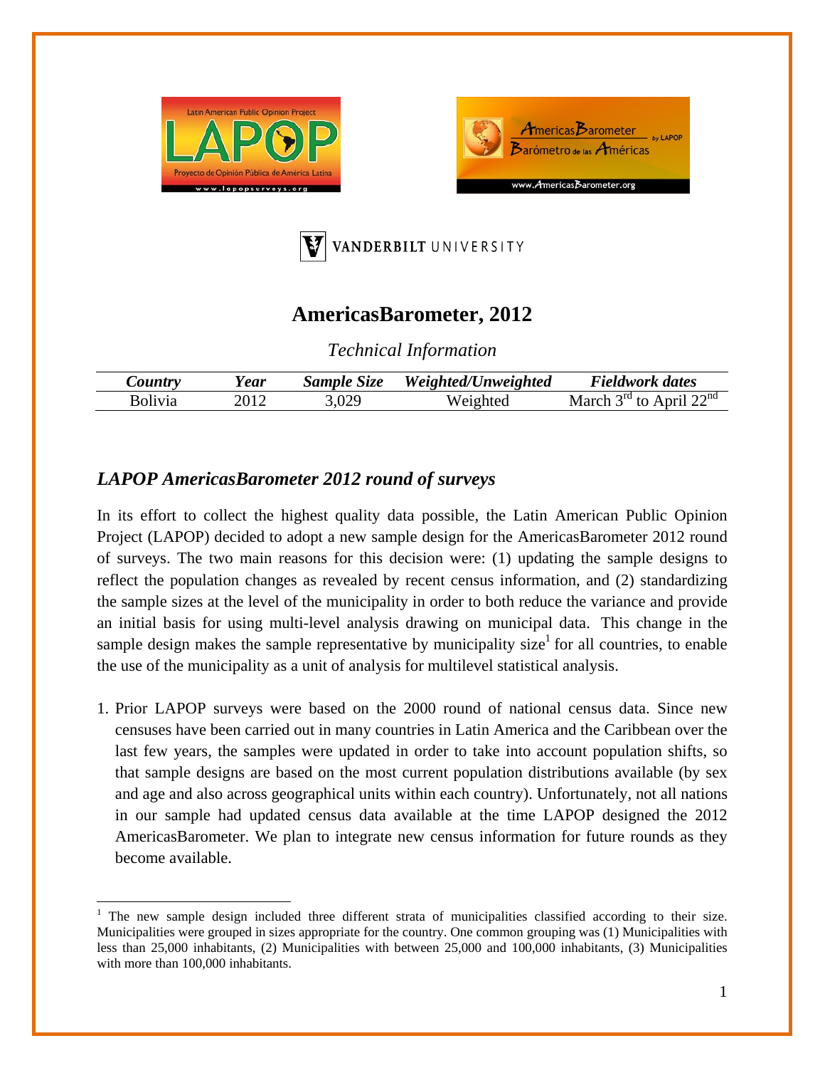# AmericasBarometer, 2012

*Technical Information*

| *Country* | *Year* | *Sample Size* | *Weighted/Unweighted* | *Fieldwork dates* |
|---|---|---|---|---|
| Bolivia | 2012 | 3,029 | Weighted | March 3rd to April 22nd |

## *LAPOP AmericasBarometer 2012 round of surveys*

In its effort to collect the highest quality data possible, the Latin American Public Opinion Project (LAPOP) decided to adopt a new sample design for the AmericasBarometer 2012 round of surveys. The two main reasons for this decision were: (1) updating the sample designs to reflect the population changes as revealed by recent census information, and (2) standardizing the sample sizes at the level of the municipality in order to both reduce the variance and provide an initial basis for using multi-level analysis drawing on municipal data. This change in the sample design makes the sample representative by municipality size[1] for all countries, to enable the use of the municipality as a unit of analysis for multilevel statistical analysis.

1. Prior LAPOP surveys were based on the 2000 round of national census data. Since new censuses have been carried out in many countries in Latin America and the Caribbean over the last few years, the samples were updated in order to take into account population shifts, so that sample designs are based on the most current population distributions available (by sex and age and also across geographical units within each country). Unfortunately, not all nations in our sample had updated census data available at the time LAPOP designed the 2012 AmericasBarometer. We plan to integrate new census information for future rounds as they become available.

[1] The new sample design included three different strata of municipalities classified according to their size. Municipalities were grouped in sizes appropriate for the country. One common grouping was (1) Municipalities with less than 25,000 inhabitants, (2) Municipalities with between 25,000 and 100,000 inhabitants, (3) Municipalities with more than 100,000 inhabitants.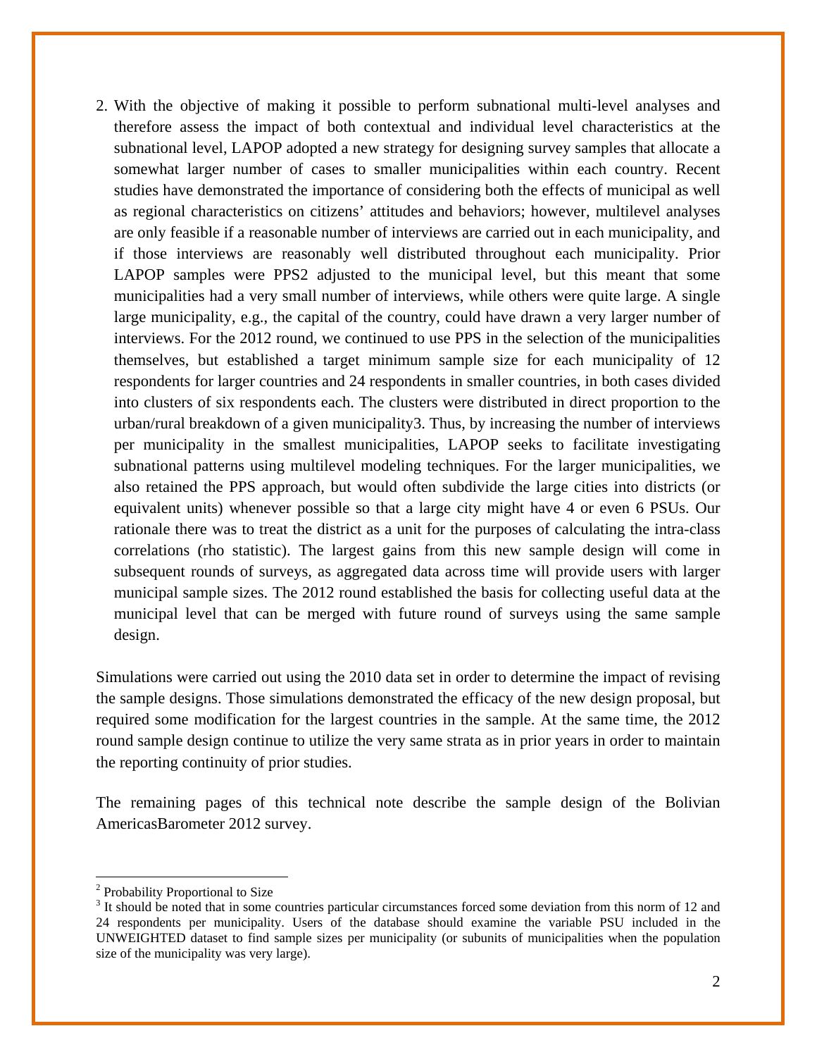2. With the objective of making it possible to perform subnational multi-level analyses and therefore assess the impact of both contextual and individual level characteristics at the subnational level, LAPOP adopted a new strategy for designing survey samples that allocate a somewhat larger number of cases to smaller municipalities within each country. Recent studies have demonstrated the importance of considering both the effects of municipal as well as regional characteristics on citizens' attitudes and behaviors; however, multilevel analyses are only feasible if a reasonable number of interviews are carried out in each municipality, and if those interviews are reasonably well distributed throughout each municipality. Prior LAPOP samples were PPS[2] adjusted to the municipal level, but this meant that some municipalities had a very small number of interviews, while others were quite large. A single large municipality, e.g., the capital of the country, could have drawn a very larger number of interviews. For the 2012 round, we continued to use PPS in the selection of the municipalities themselves, but established a target minimum sample size for each municipality of 12 respondents for larger countries and 24 respondents in smaller countries, in both cases divided into clusters of six respondents each. The clusters were distributed in direct proportion to the urban/rural breakdown of a given municipality[3]. Thus, by increasing the number of interviews per municipality in the smallest municipalities, LAPOP seeks to facilitate investigating subnational patterns using multilevel modeling techniques. For the larger municipalities, we also retained the PPS approach, but would often subdivide the large cities into districts (or equivalent units) whenever possible so that a large city might have 4 or even 6 PSUs. Our rationale there was to treat the district as a unit for the purposes of calculating the intra-class correlations (rho statistic). The largest gains from this new sample design will come in subsequent rounds of surveys, as aggregated data across time will provide users with larger municipal sample sizes. The 2012 round established the basis for collecting useful data at the municipal level that can be merged with future round of surveys using the same sample design.

Simulations were carried out using the 2010 data set in order to determine the impact of revising the sample designs. Those simulations demonstrated the efficacy of the new design proposal, but required some modification for the largest countries in the sample. At the same time, the 2012 round sample design continue to utilize the very same strata as in prior years in order to maintain the reporting continuity of prior studies.

The remaining pages of this technical note describe the sample design of the Bolivian AmericasBarometer 2012 survey.

---

[2] Probability Proportional to Size

[3] It should be noted that in some countries particular circumstances forced some deviation from this norm of 12 and 24 respondents per municipality. Users of the database should examine the variable PSU included in the UNWEIGHTED dataset to find sample sizes per municipality (or subunits of municipalities when the population size of the municipality was very large).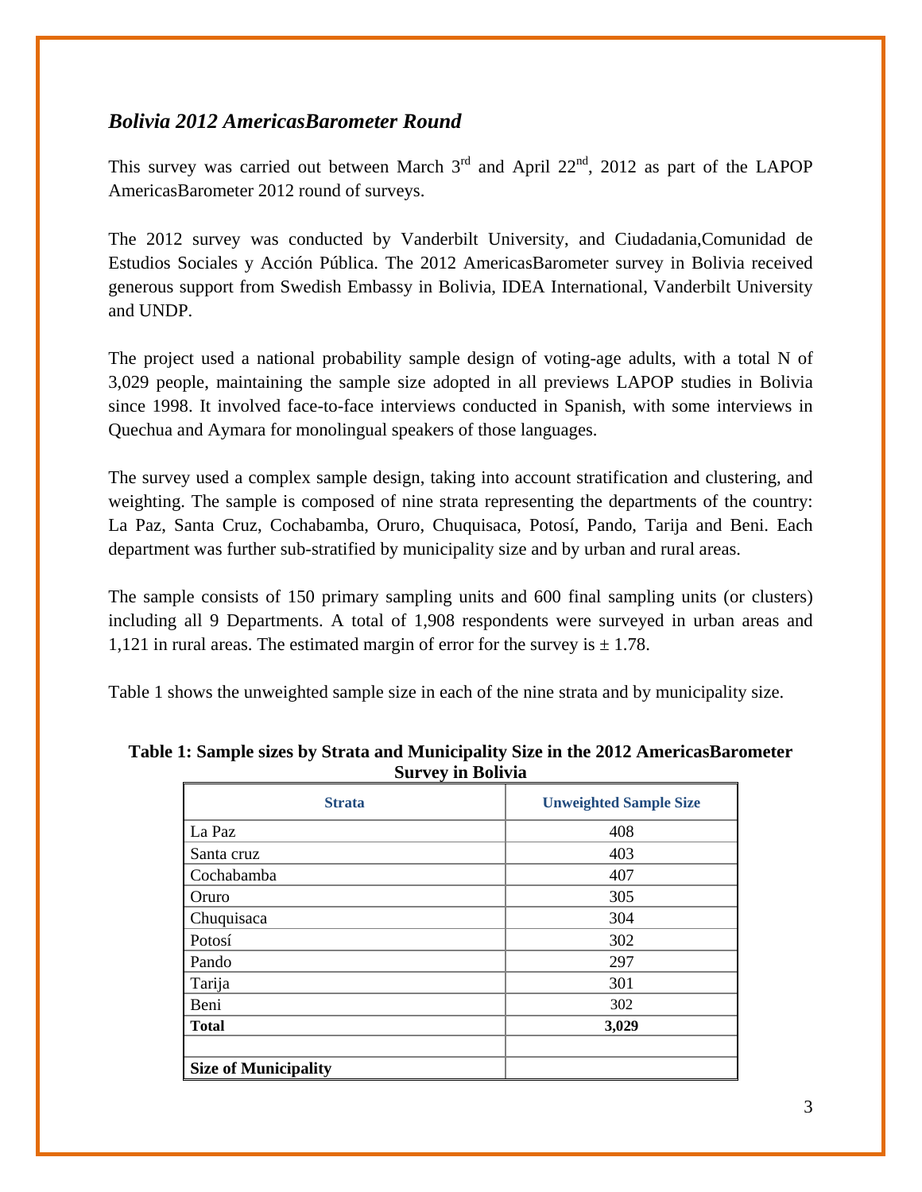### *Bolivia 2012 AmericasBarometer Round*

This survey was carried out between March 3rd and April 22nd, 2012 as part of the LAPOP AmericasBarometer 2012 round of surveys.

The 2012 survey was conducted by Vanderbilt University, and Ciudadania,Comunidad de Estudios Sociales y Acción Pública. The 2012 AmericasBarometer survey in Bolivia received generous support from Swedish Embassy in Bolivia, IDEA International, Vanderbilt University and UNDP.

The project used a national probability sample design of voting-age adults, with a total N of 3,029 people, maintaining the sample size adopted in all previews LAPOP studies in Bolivia since 1998. It involved face-to-face interviews conducted in Spanish, with some interviews in Quechua and Aymara for monolingual speakers of those languages.

The survey used a complex sample design, taking into account stratification and clustering, and weighting. The sample is composed of nine strata representing the departments of the country: La Paz, Santa Cruz, Cochabamba, Oruro, Chuquisaca, Potosí, Pando, Tarija and Beni. Each department was further sub-stratified by municipality size and by urban and rural areas.

The sample consists of 150 primary sampling units and 600 final sampling units (or clusters) including all 9 Departments. A total of 1,908 respondents were surveyed in urban areas and 1,121 in rural areas. The estimated margin of error for the survey is ± 1.78.

Table 1 shows the unweighted sample size in each of the nine strata and by municipality size.

**Table 1: Sample sizes by Strata and Municipality Size in the 2012 AmericasBarometer Survey in Bolivia**

| Strata | Unweighted Sample Size |
|---|---|
| La Paz | 408 |
| Santa cruz | 403 |
| Cochabamba | 407 |
| Oruro | 305 |
| Chuquisaca | 304 |
| Potosí | 302 |
| Pando | 297 |
| Tarija | 301 |
| Beni | 302 |
| **Total** | **3,029** |
| | |
| **Size of Municipality** | |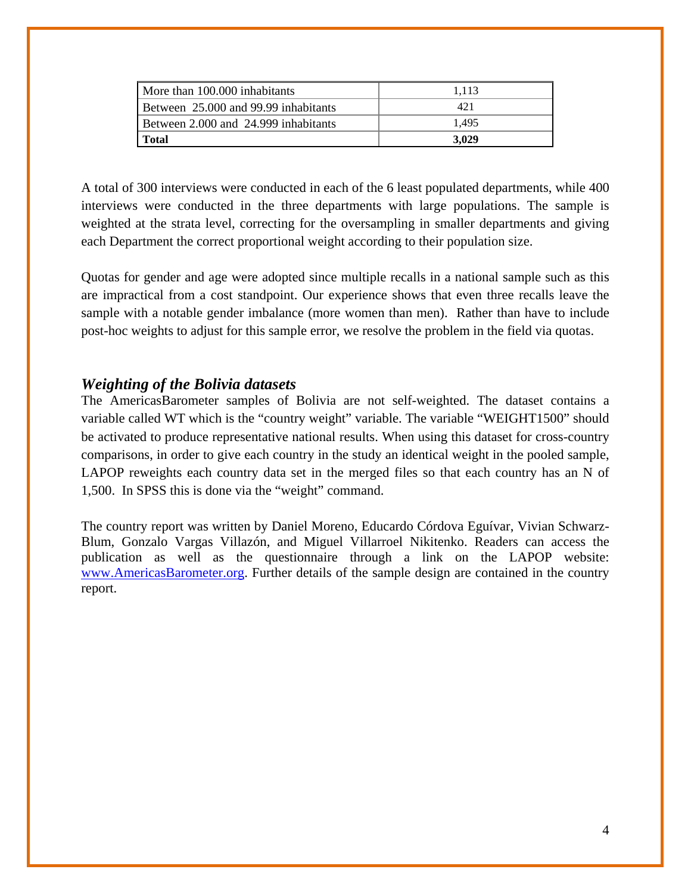| | |
|---|---|
| More than 100.000 inhabitants | 1,113 |
| Between  25.000 and 99.99 inhabitants | 421 |
| Between 2.000 and  24.999 inhabitants | 1,495 |
| **Total** | **3,029** |

A total of 300 interviews were conducted in each of the 6 least populated departments, while 400 interviews were conducted in the three departments with large populations. The sample is weighted at the strata level, correcting for the oversampling in smaller departments and giving each Department the correct proportional weight according to their population size.

Quotas for gender and age were adopted since multiple recalls in a national sample such as this are impractical from a cost standpoint. Our experience shows that even three recalls leave the sample with a notable gender imbalance (more women than men). Rather than have to include post-hoc weights to adjust for this sample error, we resolve the problem in the field via quotas.

### *Weighting of the Bolivia datasets*

The AmericasBarometer samples of Bolivia are not self-weighted. The dataset contains a variable called WT which is the "country weight" variable. The variable "WEIGHT1500" should be activated to produce representative national results. When using this dataset for cross-country comparisons, in order to give each country in the study an identical weight in the pooled sample, LAPOP reweights each country data set in the merged files so that each country has an N of 1,500. In SPSS this is done via the "weight" command.

The country report was written by Daniel Moreno, Educardo Córdova Eguívar, Vivian Schwarz-Blum, Gonzalo Vargas Villazón, and Miguel Villarroel Nikitenko. Readers can access the publication as well as the questionnaire through a link on the LAPOP website: www.AmericasBarometer.org. Further details of the sample design are contained in the country report.